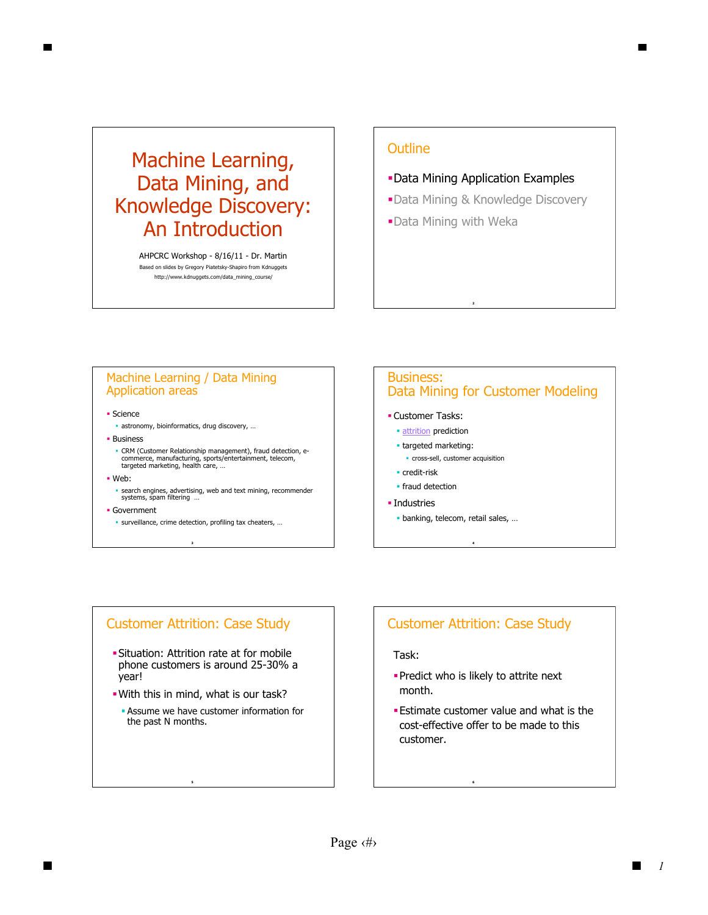# Machine Learning, Data Mining, and Knowledge Discovery: An Introduction

AHPCRC Workshop - 8/16/11 - Dr. Martin

Based on slides by Gregory Piatetsky-Shapiro from Kdnuggets

http://www.kdnuggets.com/data_mining_course/

## Outline

- Data Mining Application Examples
- Data Mining & Knowledge Discovery
- Data Mining with Weka

## Machine Learning / Data Mining Application areas

- Science
  - astronomy, bioinformatics, drug discovery, …
- Business
  - CRM (Customer Relationship management), fraud detection, e-commerce, manufacturing, sports/entertainment, telecom, targeted marketing, health care, …
- Web:
  - search engines, advertising, web and text mining, recommender systems, spam filtering …
- Government
  - surveillance, crime detection, profiling tax cheaters, …

## Business: Data Mining for Customer Modeling

- Customer Tasks:
  - attrition prediction
  - targeted marketing:
    - cross-sell, customer acquisition
  - credit-risk
  - fraud detection
- Industries
  - banking, telecom, retail sales, …

## Customer Attrition: Case Study

- Situation: Attrition rate at for mobile phone customers is around 25-30% a year!
- With this in mind, what is our task?
  - Assume we have customer information for the past N months.

## Customer Attrition: Case Study

Task:

- Predict who is likely to attrite next month.
- Estimate customer value and what is the cost-effective offer to be made to this customer.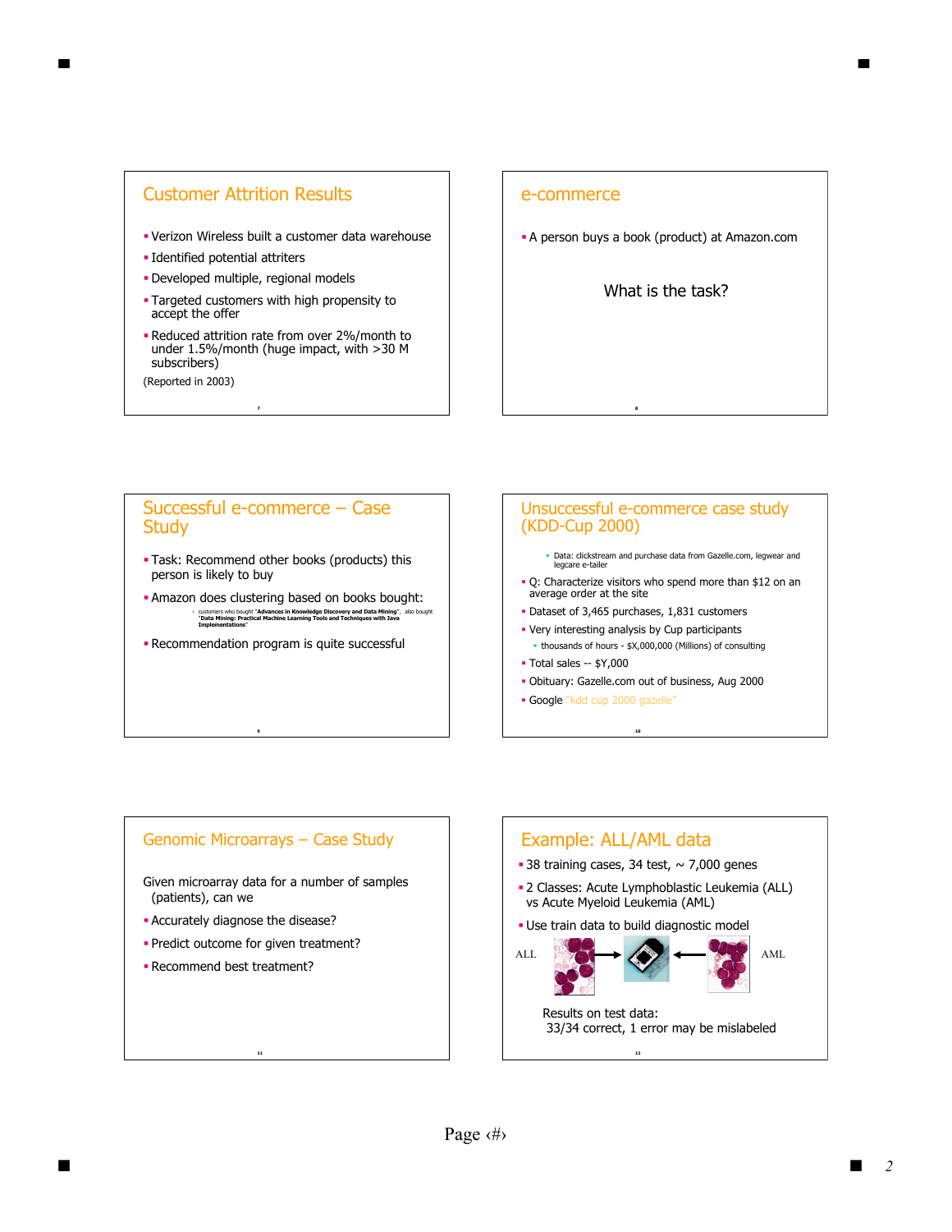## Customer Attrition Results

- Verizon Wireless built a customer data warehouse
- Identified potential attriters
- Developed multiple, regional models
- Targeted customers with high propensity to accept the offer
- Reduced attrition rate from over 2%/month to under 1.5%/month (huge impact, with >30 M subscribers)

(Reported in 2003)

## e-commerce

- A person buys a book (product) at Amazon.com

What is the task?

## Successful e-commerce – Case Study

- Task: Recommend other books (products) this person is likely to buy
- Amazon does clustering based on books bought:
  - customers who bought "**Advances in Knowledge Discovery and Data Mining**", also bought "**Data Mining: Practical Machine Learning Tools and Techniques with Java Implementations**"
- Recommendation program is quite successful

## Unsuccessful e-commerce case study (KDD-Cup 2000)

- Data: clickstream and purchase data from Gazelle.com, legwear and legcare e-tailer
- Q: Characterize visitors who spend more than $12 on an average order at the site
- Dataset of 3,465 purchases, 1,831 customers
- Very interesting analysis by Cup participants
  - thousands of hours - $X,000,000 (Millions) of consulting
- Total sales -- $Y,000
- Obituary: Gazelle.com out of business, Aug 2000
- Google "kdd cup 2000 gazelle"

## Genomic Microarrays – Case Study

Given microarray data for a number of samples (patients), can we

- Accurately diagnose the disease?
- Predict outcome for given treatment?
- Recommend best treatment?

## Example: ALL/AML data

- 38 training cases, 34 test, ~ 7,000 genes
- 2 Classes: Acute Lymphoblastic Leukemia (ALL) vs Acute Myeloid Leukemia (AML)
- Use train data to build diagnostic model

ALL → ← AML

Results on test data:
33/34 correct, 1 error may be mislabeled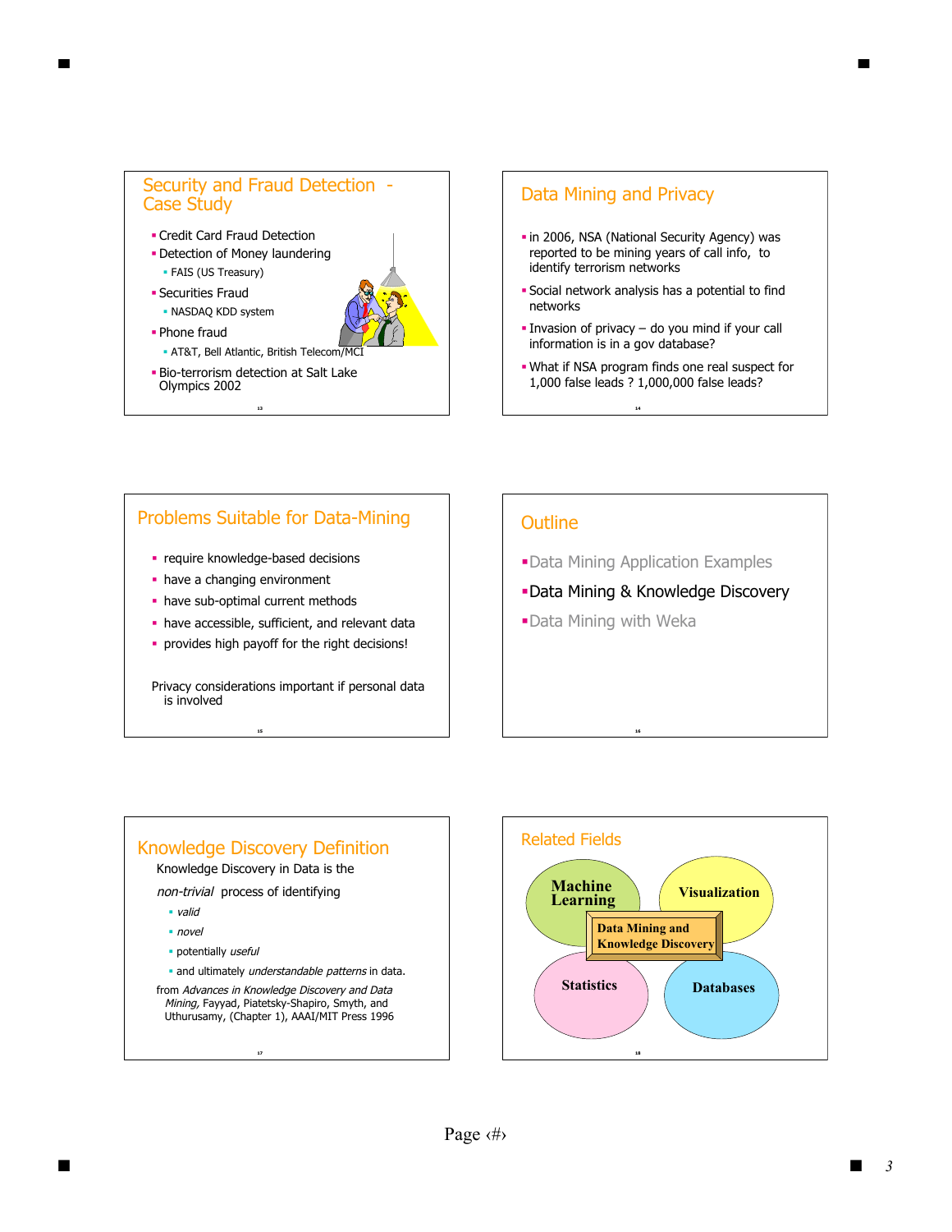## Security and Fraud Detection - Case Study

- Credit Card Fraud Detection
- Detection of Money laundering
  - FAIS (US Treasury)
- Securities Fraud
  - NASDAQ KDD system
- Phone fraud
  - AT&T, Bell Atlantic, British Telecom/MCI
- Bio-terrorism detection at Salt Lake Olympics 2002

## Data Mining and Privacy

- in 2006, NSA (National Security Agency) was reported to be mining years of call info, to identify terrorism networks
- Social network analysis has a potential to find networks
- Invasion of privacy – do you mind if your call information is in a gov database?
- What if NSA program finds one real suspect for 1,000 false leads ? 1,000,000 false leads?

## Problems Suitable for Data-Mining

- require knowledge-based decisions
- have a changing environment
- have sub-optimal current methods
- have accessible, sufficient, and relevant data
- provides high payoff for the right decisions!

Privacy considerations important if personal data is involved

## Outline

- Data Mining Application Examples
- Data Mining & Knowledge Discovery
- Data Mining with Weka

## Knowledge Discovery Definition

Knowledge Discovery in Data is the

*non-trivial* process of identifying

- *valid*
- *novel*
- potentially *useful*
- and ultimately *understandable patterns* in data.

from *Advances in Knowledge Discovery and Data Mining,* Fayyad, Piatetsky-Shapiro, Smyth, and Uthurusamy, (Chapter 1), AAAI/MIT Press 1996

## Related Fields

Machine Learning

Visualization

Data Mining and Knowledge Discovery

Statistics

Databases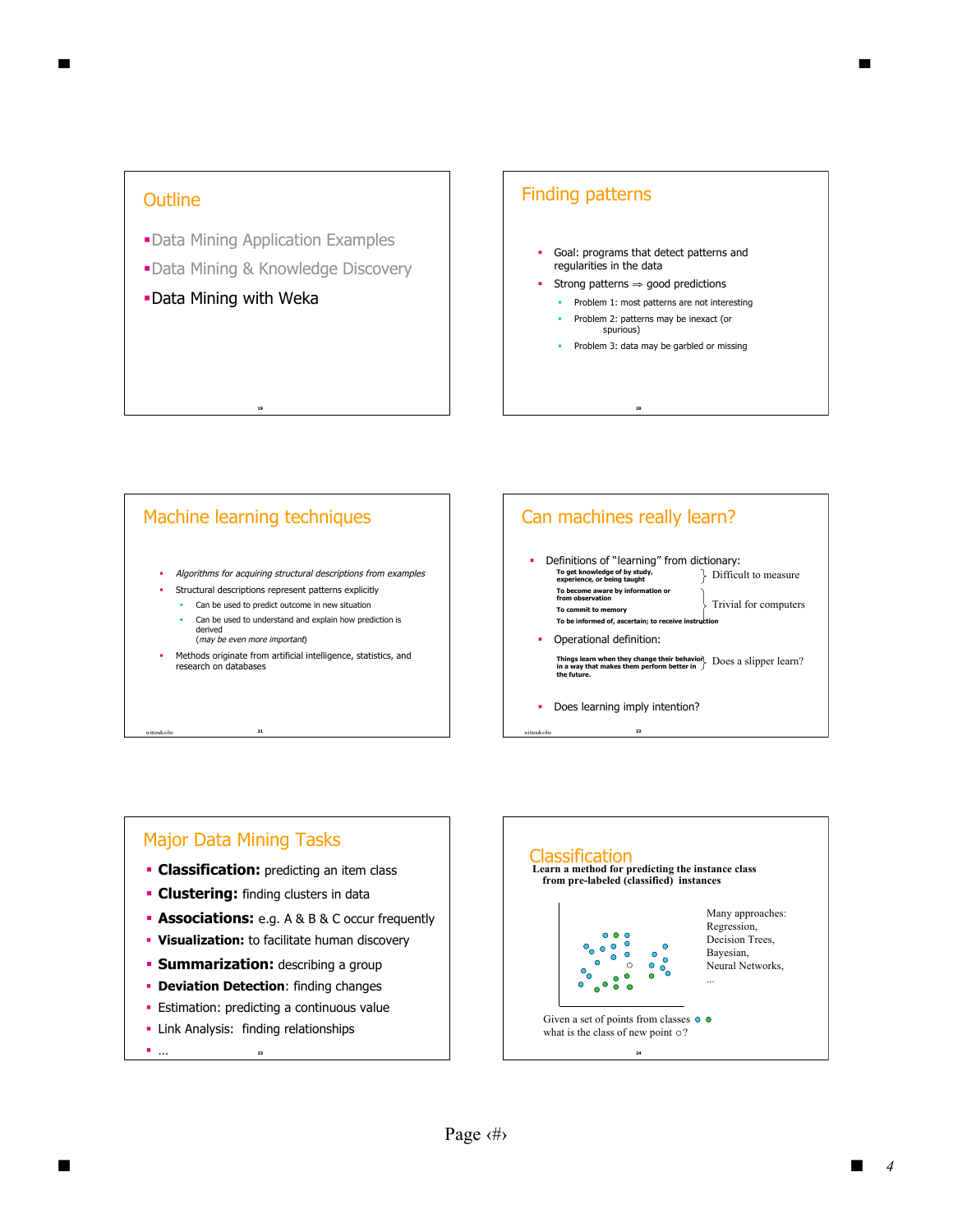## Outline

- Data Mining Application Examples
- Data Mining & Knowledge Discovery
- Data Mining with Weka

## Finding patterns

- Goal: programs that detect patterns and regularities in the data
- Strong patterns ⇒ good predictions
  - Problem 1: most patterns are not interesting
  - Problem 2: patterns may be inexact (or spurious)
  - Problem 3: data may be garbled or missing

## Machine learning techniques

- *Algorithms for acquiring structural descriptions from examples*
- Structural descriptions represent patterns explicitly
  - Can be used to predict outcome in new situation
  - Can be used to understand and explain how prediction is derived (*may be even more important*)
- Methods originate from artificial intelligence, statistics, and research on databases

witten&eibe

## Can machines really learn?

- Definitions of "learning" from dictionary:
  - **To get knowledge of by study, experience, or being taught** } Difficult to measure
  - **To become aware by information or from observation**
  - **To commit to memory**
  - **To be informed of, ascertain; to receive instruction** } Trivial for computers
- Operational definition:
  - **Things learn when they change their behavior in a way that makes them perform better in the future.** } Does a slipper learn?
- Does learning imply intention?

witten&eibe

## Major Data Mining Tasks

- **Classification:** predicting an item class
- **Clustering:** finding clusters in data
- **Associations:** e.g. A & B & C occur frequently
- **Visualization:** to facilitate human discovery
- **Summarization:** describing a group
- **Deviation Detection**: finding changes
- Estimation: predicting a continuous value
- Link Analysis: finding relationships
- …

## Classification

**Learn a method for predicting the instance class from pre-labeled (classified) instances**

Many approaches: Regression, Decision Trees, Bayesian, Neural Networks, ...

Given a set of points from classes ● ● what is the class of new point ○?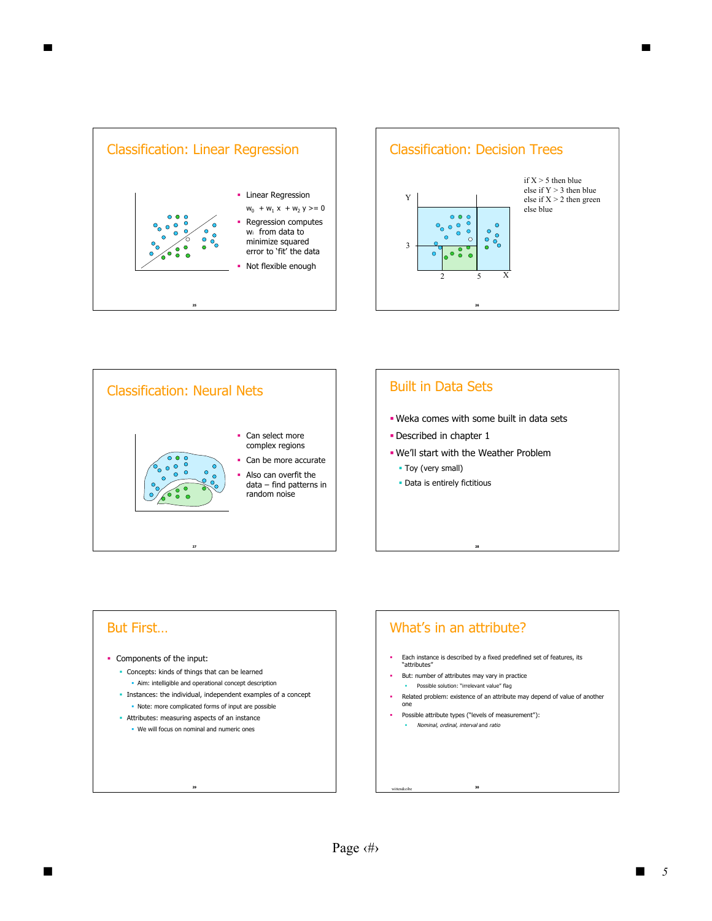## Classification: Linear Regression

- Linear Regression
  $w_0 + w_1 x + w_2 y >= 0$
- Regression computes $w_i$ from data to minimize squared error to 'fit' the data
- Not flexible enough

## Classification: Decision Trees

if X > 5 then blue
else if Y > 3 then blue
else if X > 2 then green
else blue

## Classification: Neural Nets

- Can select more complex regions
- Can be more accurate
- Also can overfit the data – find patterns in random noise

## Built in Data Sets

- Weka comes with some built in data sets
- Described in chapter 1
- We'll start with the Weather Problem
  - Toy (very small)
  - Data is entirely fictitious

## But First…

- Components of the input:
  - Concepts: kinds of things that can be learned
    - Aim: intelligible and operational concept description
  - Instances: the individual, independent examples of a concept
    - Note: more complicated forms of input are possible
  - Attributes: measuring aspects of an instance
    - We will focus on nominal and numeric ones

## What's in an attribute?

- Each instance is described by a fixed predefined set of features, its "attributes"
- But: number of attributes may vary in practice
  - Possible solution: "irrelevant value" flag
- Related problem: existence of an attribute may depend of value of another one
- Possible attribute types ("levels of measurement"):
  - *Nominal, ordinal, interval* and *ratio*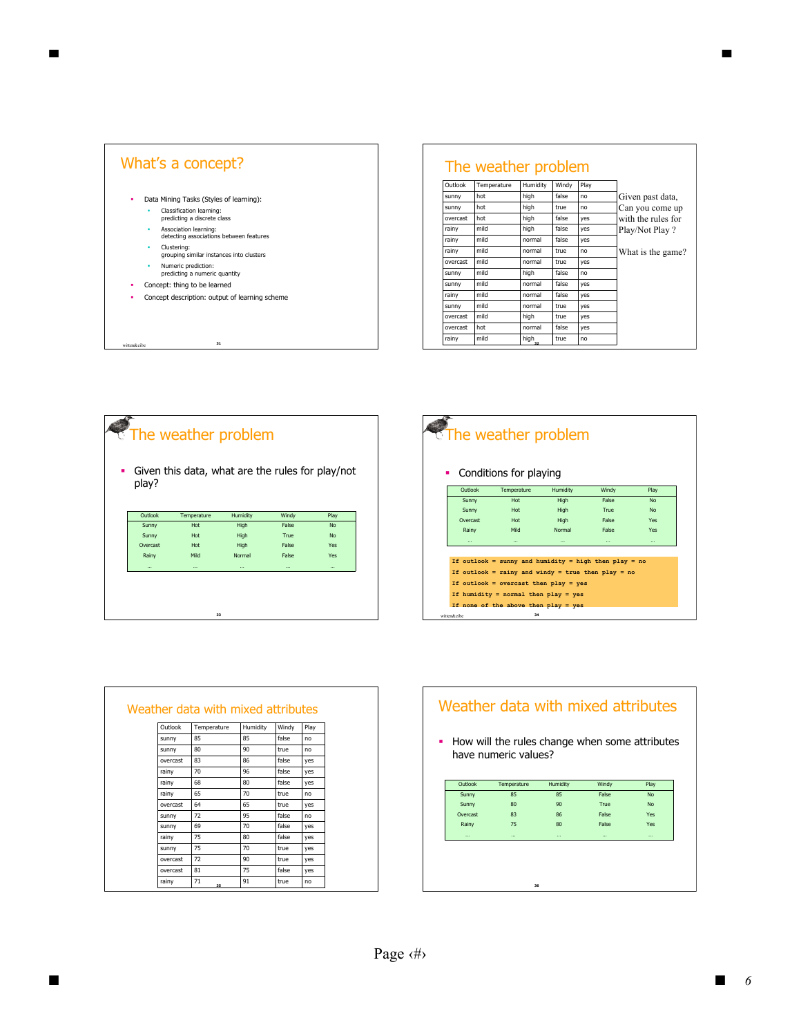## What's a concept?

- Data Mining Tasks (Styles of learning):
  - Classification learning: predicting a discrete class
  - Association learning: detecting associations between features
  - Clustering: grouping similar instances into clusters
  - Numeric prediction: predicting a numeric quantity
- Concept: thing to be learned
- Concept description: output of learning scheme

## The weather problem

| Outlook | Temperature | Humidity | Windy | Play |
|---|---|---|---|---|
| sunny | hot | high | false | no |
| sunny | hot | high | true | no |
| overcast | hot | high | false | yes |
| rainy | mild | high | false | yes |
| rainy | mild | normal | false | yes |
| rainy | mild | normal | true | no |
| overcast | mild | normal | true | yes |
| sunny | mild | high | false | no |
| sunny | mild | normal | false | yes |
| rainy | mild | normal | false | yes |
| sunny | mild | normal | true | yes |
| overcast | mild | high | true | yes |
| overcast | hot | normal | false | yes |
| rainy | mild | high | true | no |

Given past data, Can you come up with the rules for Play/Not Play ?

What is the game?

## The weather problem

- Given this data, what are the rules for play/not play?

| Outlook | Temperature | Humidity | Windy | Play |
|---|---|---|---|---|
| Sunny | Hot | High | False | No |
| Sunny | Hot | High | True | No |
| Overcast | Hot | High | False | Yes |
| Rainy | Mild | Normal | False | Yes |
| … | … | … | … | … |

## The weather problem

- Conditions for playing

| Outlook | Temperature | Humidity | Windy | Play |
|---|---|---|---|---|
| Sunny | Hot | High | False | No |
| Sunny | Hot | High | True | No |
| Overcast | Hot | High | False | Yes |
| Rainy | Mild | Normal | False | Yes |
| … | … | … | … | … |

```
If outlook = sunny and humidity = high then play = no
If outlook = rainy and windy = true then play = no
If outlook = overcast then play = yes
If humidity = normal then play = yes
If none of the above then play = yes
```

## Weather data with mixed attributes

| Outlook | Temperature | Humidity | Windy | Play |
|---|---|---|---|---|
| sunny | 85 | 85 | false | no |
| sunny | 80 | 90 | true | no |
| overcast | 83 | 86 | false | yes |
| rainy | 70 | 96 | false | yes |
| rainy | 68 | 80 | false | yes |
| rainy | 65 | 70 | true | no |
| overcast | 64 | 65 | true | yes |
| sunny | 72 | 95 | false | no |
| sunny | 69 | 70 | false | yes |
| rainy | 75 | 80 | false | yes |
| sunny | 75 | 70 | true | yes |
| overcast | 72 | 90 | true | yes |
| overcast | 81 | 75 | false | yes |
| rainy | 71 | 91 | true | no |

## Weather data with mixed attributes

- How will the rules change when some attributes have numeric values?

| Outlook | Temperature | Humidity | Windy | Play |
|---|---|---|---|---|
| Sunny | 85 | 85 | False | No |
| Sunny | 80 | 90 | True | No |
| Overcast | 83 | 86 | False | Yes |
| Rainy | 75 | 80 | False | Yes |
| … | … | … | … | … |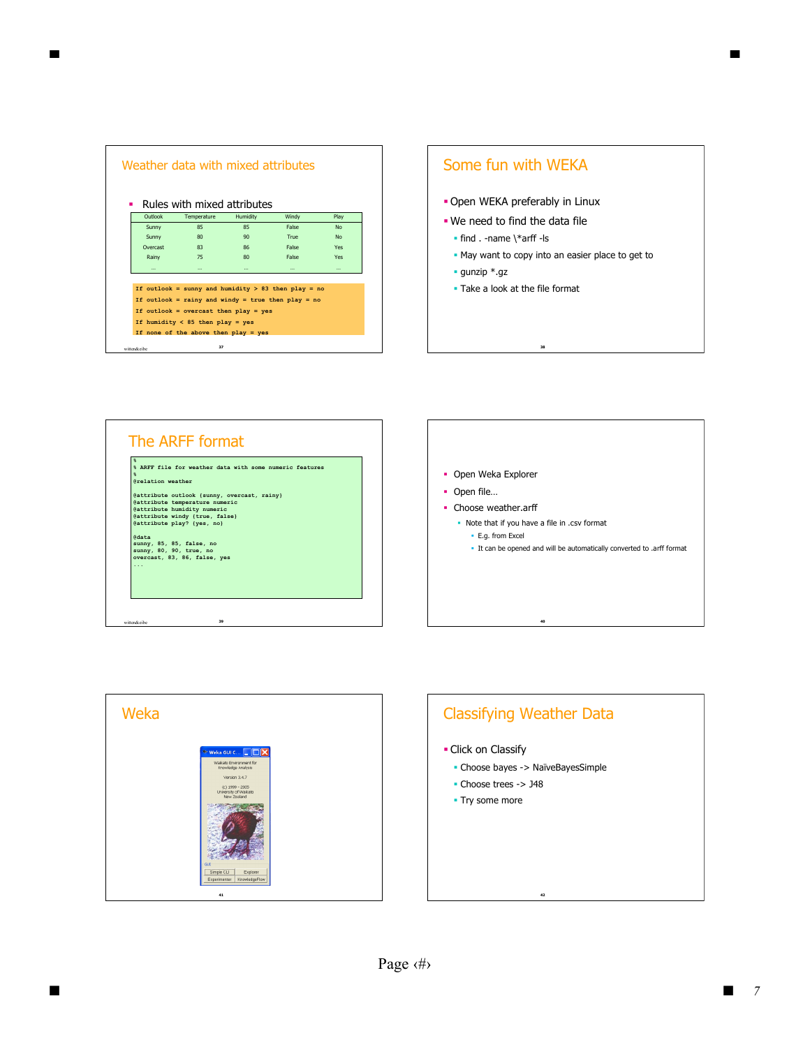## Weather data with mixed attributes

- Rules with mixed attributes

| Outlook | Temperature | Humidity | Windy | Play |
|---|---|---|---|---|
| Sunny | 85 | 85 | False | No |
| Sunny | 80 | 90 | True | No |
| Overcast | 83 | 86 | False | Yes |
| Rainy | 75 | 80 | False | Yes |
| … | … | … | … | … |

```
If outlook = sunny and humidity > 83 then play = no
If outlook = rainy and windy = true then play = no
If outlook = overcast then play = yes
If humidity < 85 then play = yes
If none of the above then play = yes
```

## Some fun with WEKA

- Open WEKA preferably in Linux
- We need to find the data file
  - find . -name \*arff -ls
  - May want to copy into an easier place to get to
  - gunzip *.gz
  - Take a look at the file format

## The ARFF format

```
%
% ARFF file for weather data with some numeric features
%
@relation weather

@attribute outlook {sunny, overcast, rainy}
@attribute temperature numeric
@attribute humidity numeric
@attribute windy {true, false}
@attribute play? {yes, no}

@data
sunny, 85, 85, false, no
sunny, 80, 90, true, no
overcast, 83, 86, false, yes
...
```

- Open Weka Explorer
- Open file…
- Choose weather.arff
  - Note that if you have a file in .csv format
    - E.g. from Excel
    - It can be opened and will be automatically converted to .arff format

## Weka

## Classifying Weather Data

- Click on Classify
  - Choose bayes -> NaïveBayesSimple
  - Choose trees -> J48
  - Try some more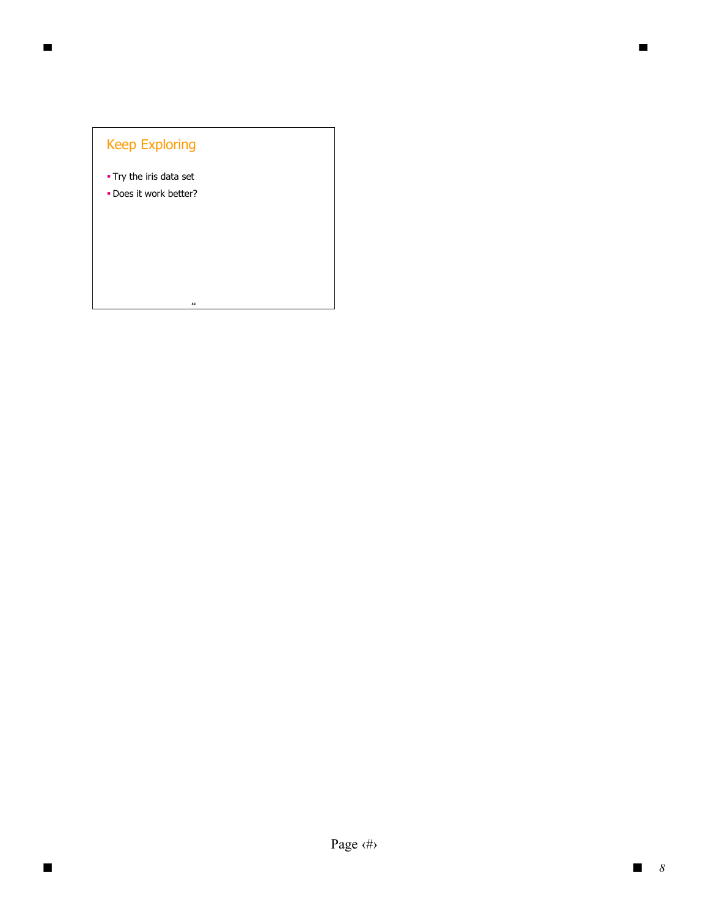## Keep Exploring

- Try the iris data set
- Does it work better?